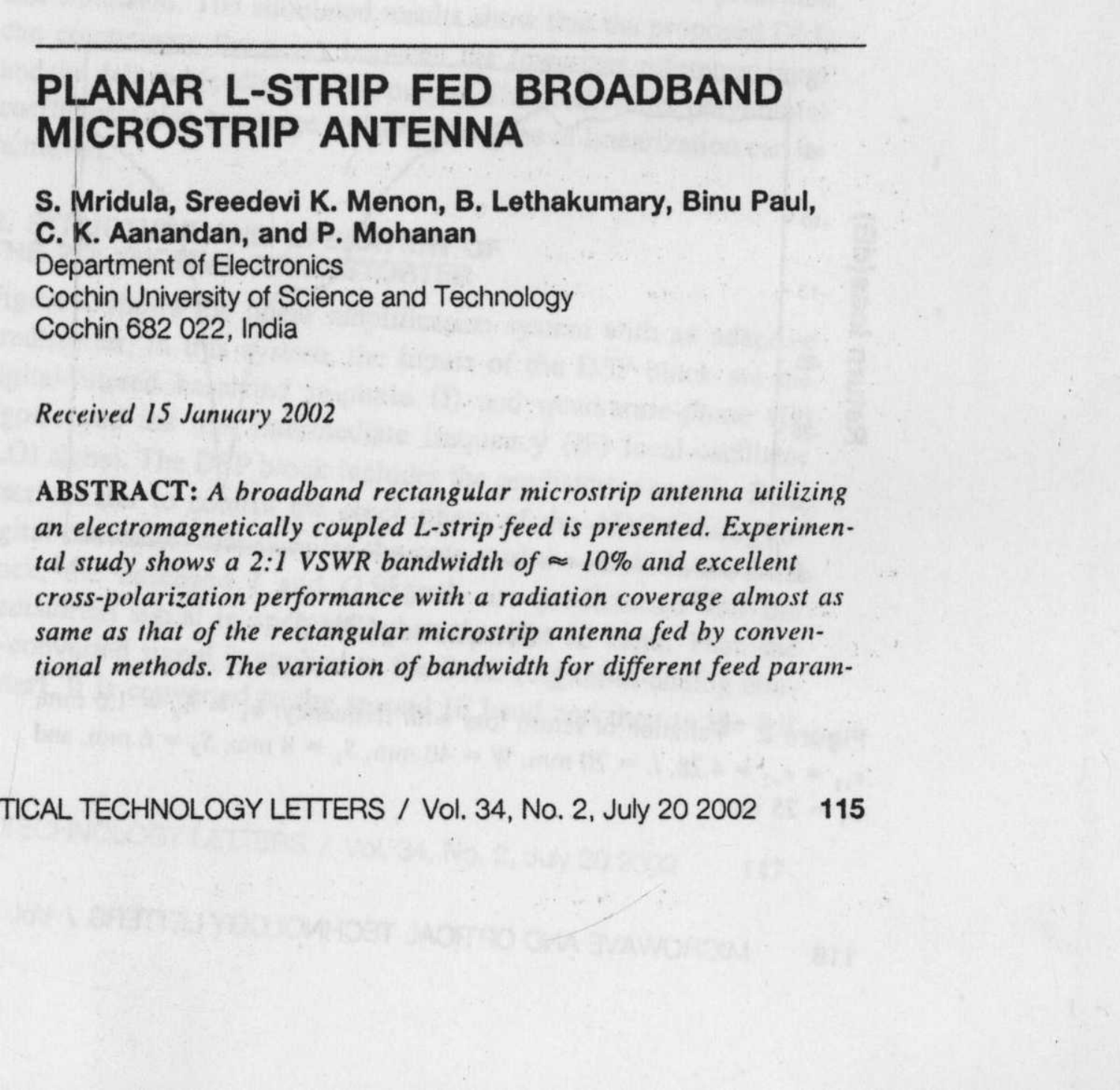# PLANAR L-STRIP FED BROADBAND MICROSTRIP ANTENNA

**S. Mridula, Sreedevi K. Menon, B. Lethakumary, Binu Paul, C. K. Aanandan, and P. Mohanan**
Department of Electronics
Cochin University of Science and Technology
Cochin 682 022, India

*Received 15 January 2002*

**ABSTRACT:** *A broadband rectangular microstrip antenna utilizing an electromagnetically coupled L-strip feed is presented. Experimental study shows a 2:1 VSWR bandwidth of ≈ 10% and excellent cross-polarization performance with a radiation coverage almost as same as that of the rectangular microstrip antenna fed by conventional methods. The variation of bandwidth for different feed param-*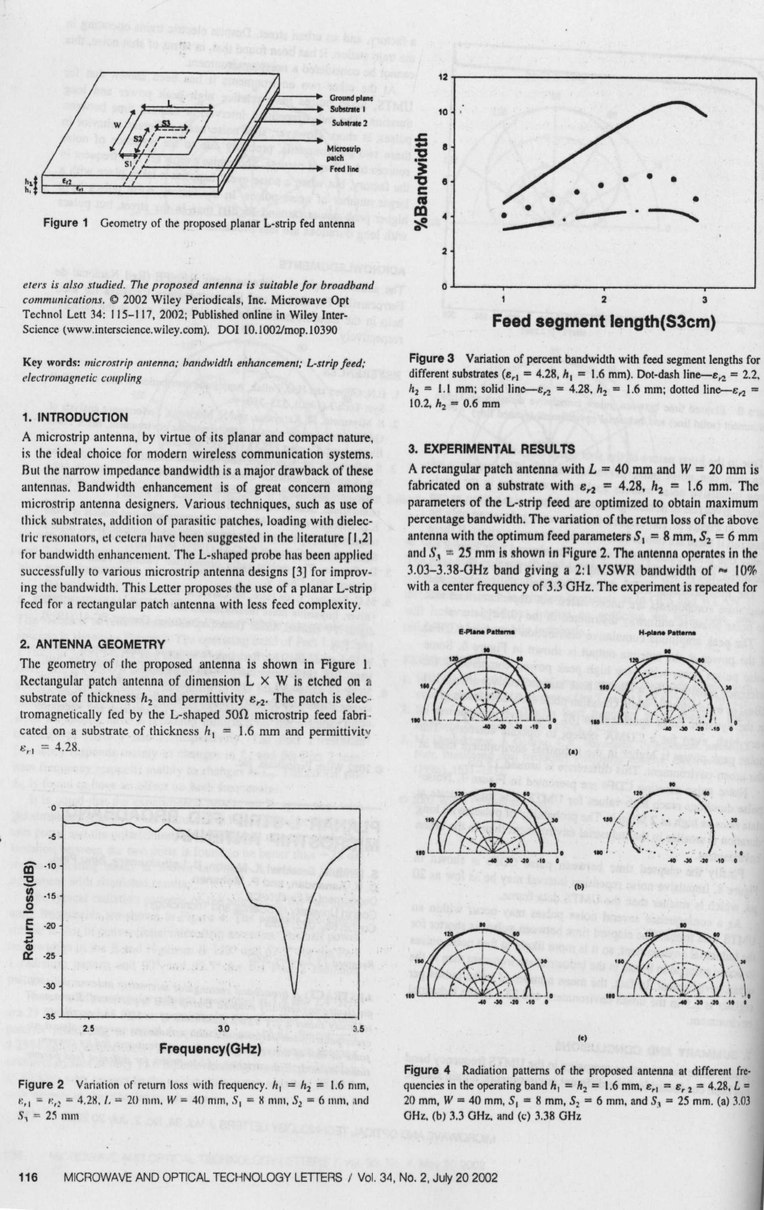*eters is also studied. The proposed antenna is suitable for broadband communications.* © 2002 Wiley Periodicals, Inc. Microwave Opt Technol Lett 34: 115–117, 2002; Published online in Wiley InterScience (www.interscience.wiley.com). DOI 10.1002/mop.10390

**Key words:** *microstrip antenna; bandwidth enhancement; L-strip feed; electromagnetic coupling*

## 1. INTRODUCTION

A microstrip antenna, by virtue of its planar and compact nature, is the ideal choice for modern wireless communication systems. But the narrow impedance bandwidth is a major drawback of these antennas. Bandwidth enhancement is of great concern among microstrip antenna designers. Various techniques, such as use of thick substrates, addition of parasitic patches, loading with dielectric resonators, et cetera have been suggested in the literature [1,2] for bandwidth enhancement. The L-shaped probe has been applied successfully to various microstrip antenna designs [3] for improving the bandwidth. This Letter proposes the use of a planar L-strip feed for a rectangular patch antenna with less feed complexity.

## 2. ANTENNA GEOMETRY

The geometry of the proposed antenna is shown in Figure 1. Rectangular patch antenna of dimension L × W is etched on a substrate of thickness $h_2$ and permittivity $\varepsilon_{r2}$. The patch is electromagnetically fed by the L-shaped 50Ω microstrip feed fabricated on a substrate of thickness $h_1$ = 1.6 mm and permittivity $\varepsilon_{r1}$ = 4.28.

Figure 1 Geometry of the proposed planar L-strip fed antenna

Figure 2 Variation of return loss with frequency. $h_1 = h_2$ = 1.6 mm, $\varepsilon_{r1} = \varepsilon_{r2}$ = 4.28, $L$ = 20 mm, $W$ = 40 mm, $S_1$ = 8 mm, $S_2$ = 6 mm, and $S_3$ = 25 mm

Figure 3 Variation of percent bandwidth with feed segment lengths for different substrates ($\varepsilon_{r1}$ = 4.28, $h_1$ = 1.6 mm). Dot-dash line—$\varepsilon_{r2}$ = 2.2, $h_2$ = 1.1 mm; solid line—$\varepsilon_{r2}$ = 4.28, $h_2$ = 1.6 mm; dotted line—$\varepsilon_{r2}$ = 10.2, $h_2$ = 0.6 mm

## 3. EXPERIMENTAL RESULTS

A rectangular patch antenna with $L$ = 40 mm and $W$ = 20 mm is fabricated on a substrate with $\varepsilon_{r2}$ = 4.28, $h_2$ = 1.6 mm. The parameters of the L-strip feed are optimized to obtain maximum percentage bandwidth. The variation of the return loss of the above antenna with the optimum feed parameters $S_1$ = 8 mm, $S_2$ = 6 mm and $S_3$ = 25 mm is shown in Figure 2. The antenna operates in the 3.03–3.38-GHz band giving a 2:1 VSWR bandwidth of ~ 10% with a center frequency of 3.3 GHz. The experiment is repeated for

Figure 4 Radiation patterns of the proposed antenna at different frequencies in the operating band $h_1 = h_2$ = 1.6 mm, $\varepsilon_{r1} = \varepsilon_{r2}$ = 4.28, $L$ = 20 mm, $W$ = 40 mm, $S_1$ = 8 mm, $S_2$ = 6 mm, and $S_3$ = 25 mm. (a) 3.03 GHz, (b) 3.3 GHz, and (c) 3.38 GHz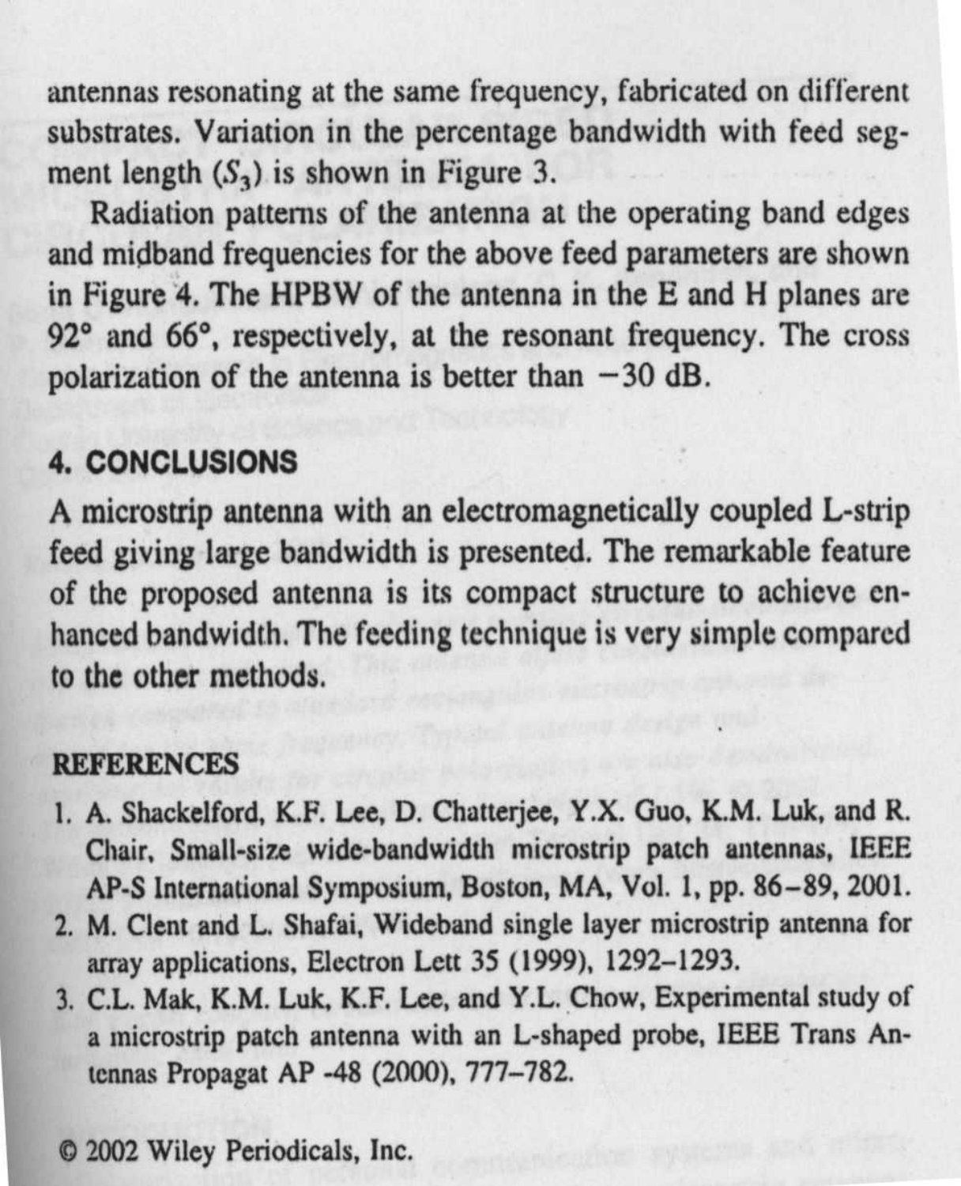antennas resonating at the same frequency, fabricated on different substrates. Variation in the percentage bandwidth with feed segment length ($S_3$) is shown in Figure 3.

Radiation patterns of the antenna at the operating band edges and midband frequencies for the above feed parameters are shown in Figure 4. The HPBW of the antenna in the E and H planes are 92° and 66°, respectively, at the resonant frequency. The cross polarization of the antenna is better than −30 dB.

## 4. CONCLUSIONS

A microstrip antenna with an electromagnetically coupled L-strip feed giving large bandwidth is presented. The remarkable feature of the proposed antenna is its compact structure to achieve enhanced bandwidth. The feeding technique is very simple compared to the other methods.

## REFERENCES

1. A. Shackelford, K.F. Lee, D. Chatterjee, Y.X. Guo, K.M. Luk, and R. Chair, Small-size wide-bandwidth microstrip patch antennas, IEEE AP-S International Symposium, Boston, MA, Vol. 1, pp. 86–89, 2001.
2. M. Clent and L. Shafai, Wideband single layer microstrip antenna for array applications, Electron Lett 35 (1999), 1292–1293.
3. C.L. Mak, K.M. Luk, K.F. Lee, and Y.L. Chow, Experimental study of a microstrip patch antenna with an L-shaped probe, IEEE Trans Antennas Propagat AP -48 (2000), 777–782.

© 2002 Wiley Periodicals, Inc.